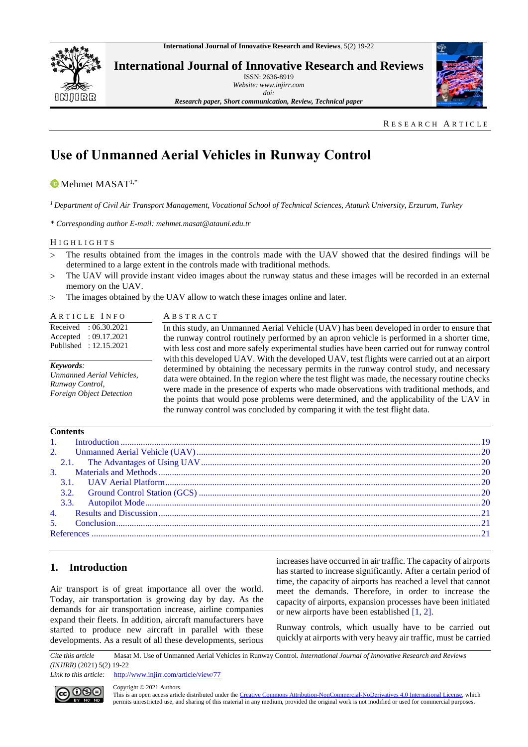RESEARCH ARTICLE

# Use of Unmanned Aerial Vehicles in Runway Control

Mehmet MASAT[1,*]

[1] *Department of Civil Air Transport Management, Vocational School of Technical Sciences, Ataturk University, Erzurum, Turkey*

*\* Corresponding author E-mail: mehmet.masat@atauni.edu.tr*

## HIGHLIGHTS

> The results obtained from the images in the controls made with the UAV showed that the desired findings will be determined to a large extent in the controls made with traditional methods.

> The UAV will provide instant video images about the runway status and these images will be recorded in an external memory on the UAV.

> The images obtained by the UAV allow to watch these images online and later.

## ARTICLE INFO

Received : 06.30.2021
Accepted : 09.17.2021
Published : 12.15.2021

***Keywords:***
*Unmanned Aerial Vehicles,*
*Runway Control,*
*Foreign Object Detection*

## ABSTRACT

In this study, an Unmanned Aerial Vehicle (UAV) has been developed in order to ensure that the runway control routinely performed by an apron vehicle is performed in a shorter time, with less cost and more safely experimental studies have been carried out for runway control with this developed UAV. With the developed UAV, test flights were carried out at an airport determined by obtaining the necessary permits in the runway control study, and necessary data were obtained. In the region where the test flight was made, the necessary routine checks were made in the presence of experts who made observations with traditional methods, and the points that would pose problems were determined, and the applicability of the UAV in the runway control was concluded by comparing it with the test flight data.

**Contents**

1. Introduction ........ 19
2. Unmanned Aerial Vehicle (UAV) ........ 20
   2.1. The Advantages of Using UAV ........ 20
3. Materials and Methods ........ 20
   3.1. UAV Aerial Platform ........ 20
   3.2. Ground Control Station (GCS) ........ 20
   3.3. Autopilot Mode ........ 20
4. Results and Discussion ........ 21
5. Conclusion ........ 21

References ........ 21

## 1. Introduction

Air transport is of great importance all over the world. Today, air transportation is growing day by day. As the demands for air transportation increase, airline companies expand their fleets. In addition, aircraft manufacturers have started to produce new aircraft in parallel with these developments. As a result of all these developments, serious increases have occurred in air traffic. The capacity of airports has started to increase significantly. After a certain period of time, the capacity of airports has reached a level that cannot meet the demands. Therefore, in order to increase the capacity of airports, expansion processes have been initiated or new airports have been established [1, 2].

Runway controls, which usually have to be carried out quickly at airports with very heavy air traffic, must be carried

*Cite this article* Masat M. Use of Unmanned Aerial Vehicles in Runway Control. *International Journal of Innovative Research and Reviews (INJIRR)* (2021) 5(2) 19-22

*Link to this article:* http://www.injirr.com/article/view/77

Copyright © 2021 Authors.
This is an open access article distributed under the Creative Commons Attribution-NonCommercial-NoDerivatives 4.0 International License, which permits unrestricted use, and sharing of this material in any medium, provided the original work is not modified or used for commercial purposes.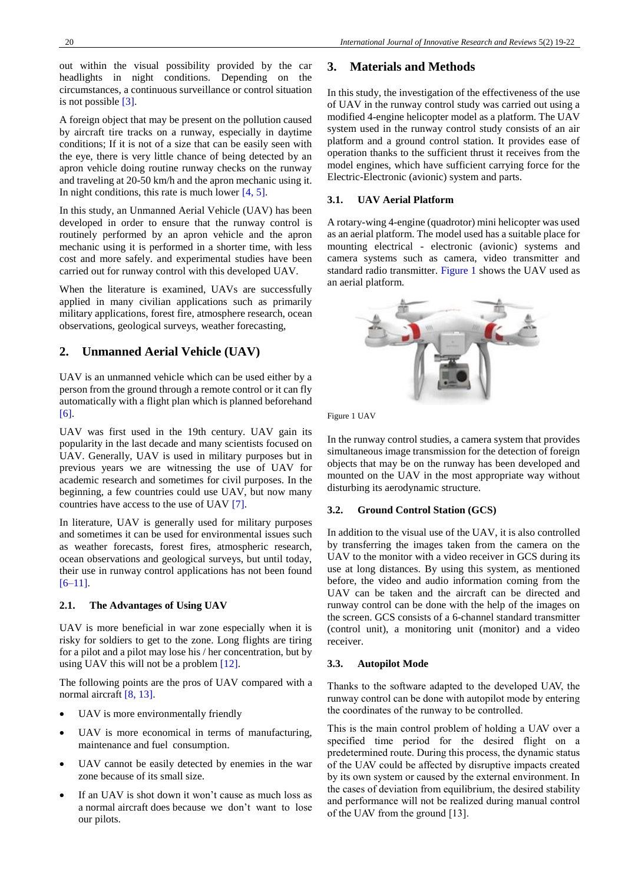out within the visual possibility provided by the car headlights in night conditions. Depending on the circumstances, a continuous surveillance or control situation is not possible [3].

A foreign object that may be present on the pollution caused by aircraft tire tracks on a runway, especially in daytime conditions; If it is not of a size that can be easily seen with the eye, there is very little chance of being detected by an apron vehicle doing routine runway checks on the runway and traveling at 20-50 km/h and the apron mechanic using it. In night conditions, this rate is much lower [4, 5].

In this study, an Unmanned Aerial Vehicle (UAV) has been developed in order to ensure that the runway control is routinely performed by an apron vehicle and the apron mechanic using it is performed in a shorter time, with less cost and more safely. and experimental studies have been carried out for runway control with this developed UAV.

When the literature is examined, UAVs are successfully applied in many civilian applications such as primarily military applications, forest fire, atmosphere research, ocean observations, geological surveys, weather forecasting,

## 2. Unmanned Aerial Vehicle (UAV)

UAV is an unmanned vehicle which can be used either by a person from the ground through a remote control or it can fly automatically with a flight plan which is planned beforehand [6].

UAV was first used in the 19th century. UAV gain its popularity in the last decade and many scientists focused on UAV. Generally, UAV is used in military purposes but in previous years we are witnessing the use of UAV for academic research and sometimes for civil purposes. In the beginning, a few countries could use UAV, but now many countries have access to the use of UAV [7].

In literature, UAV is generally used for military purposes and sometimes it can be used for environmental issues such as weather forecasts, forest fires, atmospheric research, ocean observations and geological surveys, but until today, their use in runway control applications has not been found [6–11].

### 2.1. The Advantages of Using UAV

UAV is more beneficial in war zone especially when it is risky for soldiers to get to the zone. Long flights are tiring for a pilot and a pilot may lose his / her concentration, but by using UAV this will not be a problem [12].

The following points are the pros of UAV compared with a normal aircraft [8, 13].

- UAV is more environmentally friendly
- UAV is more economical in terms of manufacturing, maintenance and fuel consumption.
- UAV cannot be easily detected by enemies in the war zone because of its small size.
- If an UAV is shot down it won't cause as much loss as a normal aircraft does because we don't want to lose our pilots.

## 3. Materials and Methods

In this study, the investigation of the effectiveness of the use of UAV in the runway control study was carried out using a modified 4-engine helicopter model as a platform. The UAV system used in the runway control study consists of an air platform and a ground control station. It provides ease of operation thanks to the sufficient thrust it receives from the model engines, which have sufficient carrying force for the Electric-Electronic (avionic) system and parts.

### 3.1. UAV Aerial Platform

A rotary-wing 4-engine (quadrotor) mini helicopter was used as an aerial platform. The model used has a suitable place for mounting electrical - electronic (avionic) systems and camera systems such as camera, video transmitter and standard radio transmitter. Figure 1 shows the UAV used as an aerial platform.

Figure 1 UAV

In the runway control studies, a camera system that provides simultaneous image transmission for the detection of foreign objects that may be on the runway has been developed and mounted on the UAV in the most appropriate way without disturbing its aerodynamic structure.

### 3.2. Ground Control Station (GCS)

In addition to the visual use of the UAV, it is also controlled by transferring the images taken from the camera on the UAV to the monitor with a video receiver in GCS during its use at long distances. By using this system, as mentioned before, the video and audio information coming from the UAV can be taken and the aircraft can be directed and runway control can be done with the help of the images on the screen. GCS consists of a 6-channel standard transmitter (control unit), a monitoring unit (monitor) and a video receiver.

### 3.3. Autopilot Mode

Thanks to the software adapted to the developed UAV, the runway control can be done with autopilot mode by entering the coordinates of the runway to be controlled.

This is the main control problem of holding a UAV over a specified time period for the desired flight on a predetermined route. During this process, the dynamic status of the UAV could be affected by disruptive impacts created by its own system or caused by the external environment. In the cases of deviation from equilibrium, the desired stability and performance will not be realized during manual control of the UAV from the ground [13].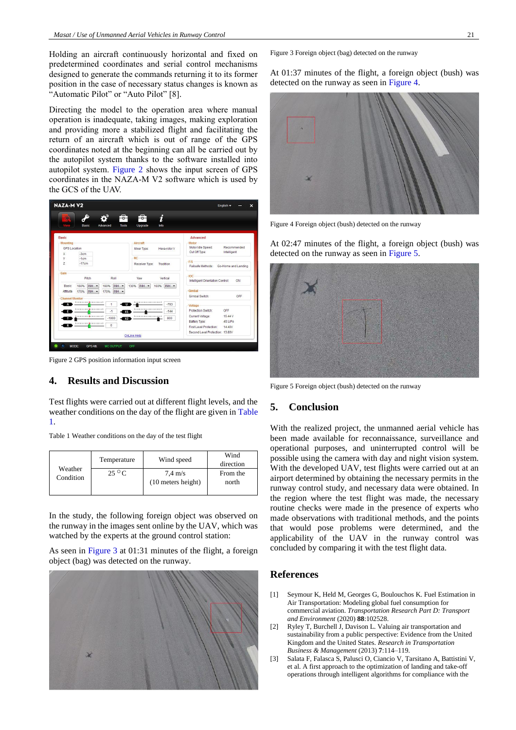Holding an aircraft continuously horizontal and fixed on predetermined coordinates and serial control mechanisms designed to generate the commands returning it to its former position in the case of necessary status changes is known as "Automatic Pilot" or "Auto Pilot" [8].

Directing the model to the operation area where manual operation is inadequate, taking images, making exploration and providing more a stabilized flight and facilitating the return of an aircraft which is out of range of the GPS coordinates noted at the beginning can all be carried out by the autopilot system thanks to the software installed into autopilot system. Figure 2 shows the input screen of GPS coordinates in the NAZA-M V2 software which is used by the GCS of the UAV.

Figure 2 GPS position information input screen

## 4. Results and Discussion

Test flights were carried out at different flight levels, and the weather conditions on the day of the flight are given in Table 1.

Table 1 Weather conditions on the day of the test flight

| Weather Condition | Temperature | Wind speed | Wind direction |
|---|---|---|---|
| | 25 °C | 7,4 m/s (10 meters height) | From the north |

In the study, the following foreign object was observed on the runway in the images sent online by the UAV, which was watched by the experts at the ground control station:

As seen in Figure 3 at 01:31 minutes of the flight, a foreign object (bag) was detected on the runway.

Figure 3 Foreign object (bag) detected on the runway

At 01:37 minutes of the flight, a foreign object (bush) was detected on the runway as seen in Figure 4.

Figure 4 Foreign object (bush) detected on the runway

At 02:47 minutes of the flight, a foreign object (bush) was detected on the runway as seen in Figure 5.

Figure 5 Foreign object (bush) detected on the runway

## 5. Conclusion

With the realized project, the unmanned aerial vehicle has been made available for reconnaissance, surveillance and operational purposes, and uninterrupted control will be possible using the camera with day and night vision system. With the developed UAV, test flights were carried out at an airport determined by obtaining the necessary permits in the runway control study, and necessary data were obtained. In the region where the test flight was made, the necessary routine checks were made in the presence of experts who made observations with traditional methods, and the points that would pose problems were determined, and the applicability of the UAV in the runway control was concluded by comparing it with the test flight data.

## References

[1] Seymour K, Held M, Georges G, Boulouchos K. Fuel Estimation in Air Transportation: Modeling global fuel consumption for commercial aviation. *Transportation Research Part D: Transport and Environment* (2020) **88**:102528.

[2] Ryley T, Burchell J, Davison L. Valuing air transportation and sustainability from a public perspective: Evidence from the United Kingdom and the United States. *Research in Transportation Business & Management* (2013) **7**:114–119.

[3] Salata F, Falasca S, Palusci O, Ciancio V, Tarsitano A, Battistini V, et al. A first approach to the optimization of landing and take-off operations through intelligent algorithms for compliance with the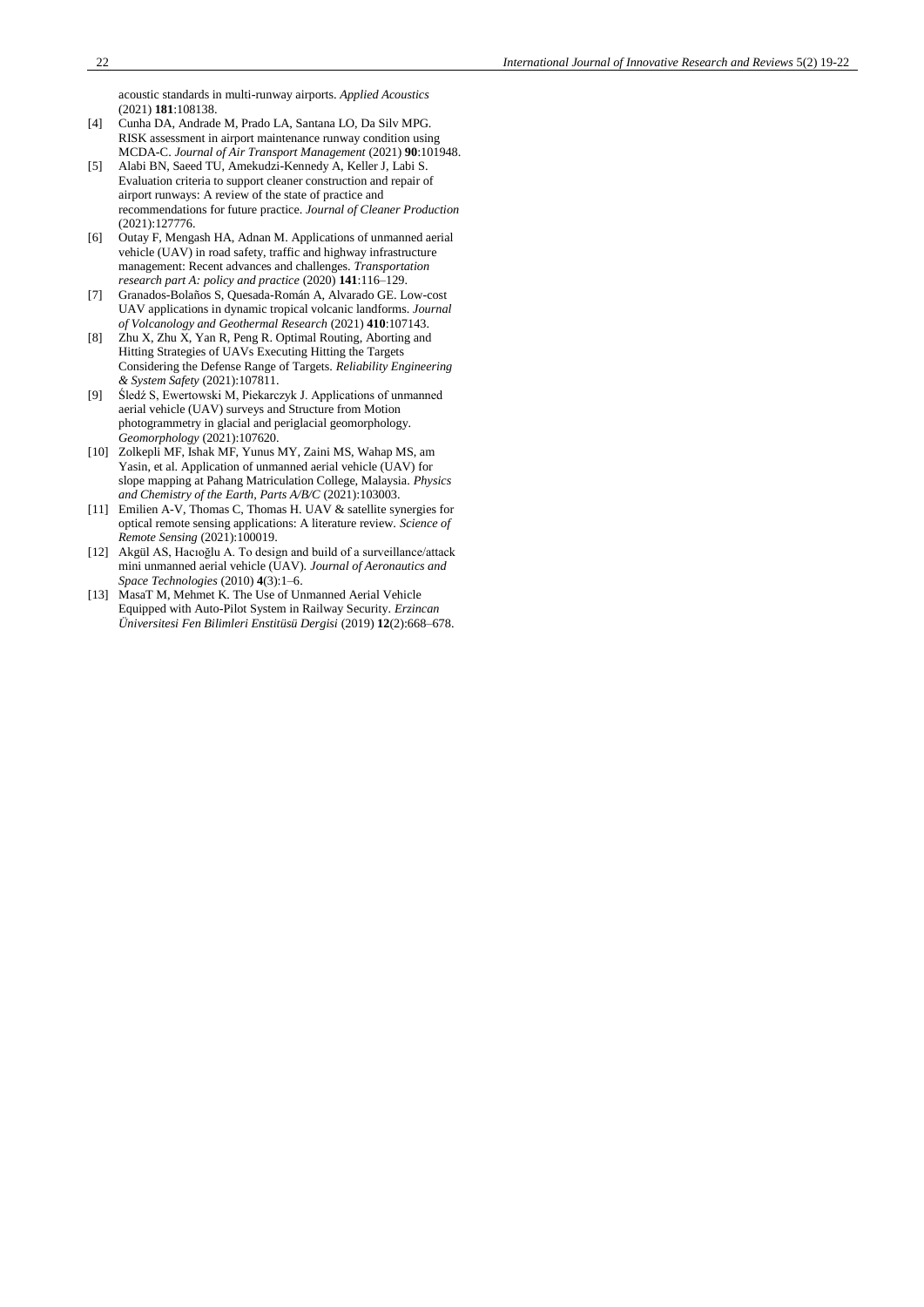acoustic standards in multi-runway airports. *Applied Acoustics* (2021) **181**:108138.

[4] Cunha DA, Andrade M, Prado LA, Santana LO, Da Silv MPG. RISK assessment in airport maintenance runway condition using MCDA-C. *Journal of Air Transport Management* (2021) **90**:101948.

[5] Alabi BN, Saeed TU, Amekudzi-Kennedy A, Keller J, Labi S. Evaluation criteria to support cleaner construction and repair of airport runways: A review of the state of practice and recommendations for future practice. *Journal of Cleaner Production* (2021):127776.

[6] Outay F, Mengash HA, Adnan M. Applications of unmanned aerial vehicle (UAV) in road safety, traffic and highway infrastructure management: Recent advances and challenges. *Transportation research part A: policy and practice* (2020) **141**:116–129.

[7] Granados-Bolaños S, Quesada-Román A, Alvarado GE. Low-cost UAV applications in dynamic tropical volcanic landforms. *Journal of Volcanology and Geothermal Research* (2021) **410**:107143.

[8] Zhu X, Zhu X, Yan R, Peng R. Optimal Routing, Aborting and Hitting Strategies of UAVs Executing Hitting the Targets Considering the Defense Range of Targets. *Reliability Engineering & System Safety* (2021):107811.

[9] Śledź S, Ewertowski M, Piekarczyk J. Applications of unmanned aerial vehicle (UAV) surveys and Structure from Motion photogrammetry in glacial and periglacial geomorphology. *Geomorphology* (2021):107620.

[10] Zolkepli MF, Ishak MF, Yunus MY, Zaini MS, Wahap MS, am Yasin, et al. Application of unmanned aerial vehicle (UAV) for slope mapping at Pahang Matriculation College, Malaysia. *Physics and Chemistry of the Earth, Parts A/B/C* (2021):103003.

[11] Emilien A-V, Thomas C, Thomas H. UAV & satellite synergies for optical remote sensing applications: A literature review. *Science of Remote Sensing* (2021):100019.

[12] Akgül AS, Hacıoğlu A. To design and build of a surveillance/attack mini unmanned aerial vehicle (UAV). *Journal of Aeronautics and Space Technologies* (2010) **4**(3):1–6.

[13] MasaT M, Mehmet K. The Use of Unmanned Aerial Vehicle Equipped with Auto-Pilot System in Railway Security. *Erzincan Üniversitesi Fen Bilimleri Enstitüsü Dergisi* (2019) **12**(2):668–678.